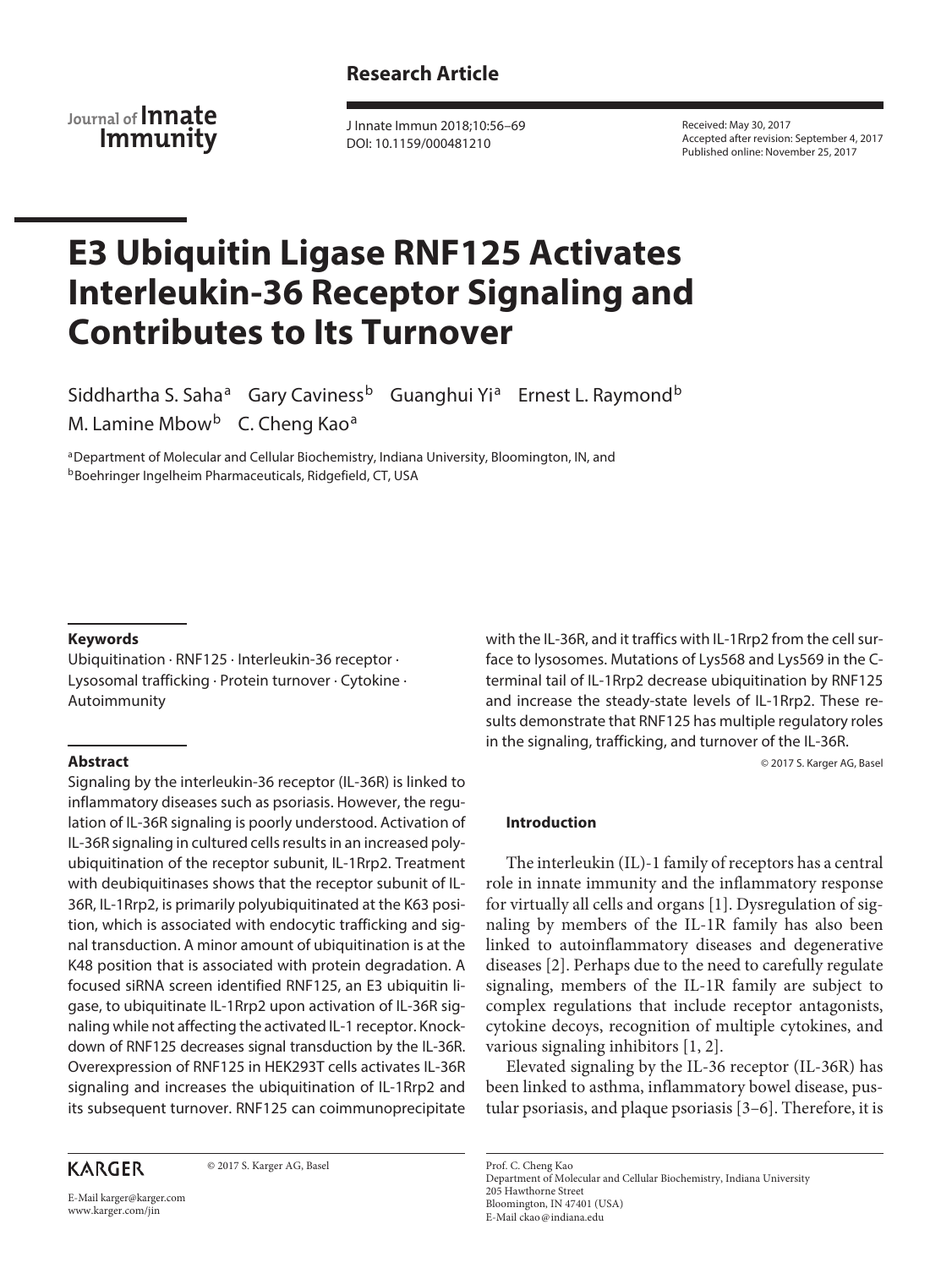Research Article

Journal of Innate Immunity

J Innate Immun 2018;10:56–69
DOI: 10.1159/000481210

Received: May 30, 2017
Accepted after revision: September 4, 2017
Published online: November 25, 2017

# E3 Ubiquitin Ligase RNF125 Activates Interleukin-36 Receptor Signaling and Contributes to Its Turnover

Siddhartha S. Saha[a] Gary Caviness[b] Guanghui Yi[a] Ernest L. Raymond[b] M. Lamine Mbow[b] C. Cheng Kao[a]

[a]Department of Molecular and Cellular Biochemistry, Indiana University, Bloomington, IN, and
[b]Boehringer Ingelheim Pharmaceuticals, Ridgefield, CT, USA

## Keywords

Ubiquitination · RNF125 · Interleukin-36 receptor · Lysosomal trafficking · Protein turnover · Cytokine · Autoimmunity

## Abstract

Signaling by the interleukin-36 receptor (IL-36R) is linked to inflammatory diseases such as psoriasis. However, the regulation of IL-36R signaling is poorly understood. Activation of IL-36R signaling in cultured cells results in an increased polyubiquitination of the receptor subunit, IL-1Rrp2. Treatment with deubiquitinases shows that the receptor subunit of IL-36R, IL-1Rrp2, is primarily polyubiquitinated at the K63 position, which is associated with endocytic trafficking and signal transduction. A minor amount of ubiquitination is at the K48 position that is associated with protein degradation. A focused siRNA screen identified RNF125, an E3 ubiquitin ligase, to ubiquitinate IL-1Rrp2 upon activation of IL-36R signaling while not affecting the activated IL-1 receptor. Knockdown of RNF125 decreases signal transduction by the IL-36R. Overexpression of RNF125 in HEK293T cells activates IL-36R signaling and increases the ubiquitination of IL-1Rrp2 and its subsequent turnover. RNF125 can coimmunoprecipitate with the IL-36R, and it traffics with IL-1Rrp2 from the cell surface to lysosomes. Mutations of Lys568 and Lys569 in the C-terminal tail of IL-1Rrp2 decrease ubiquitination by RNF125 and increase the steady-state levels of IL-1Rrp2. These results demonstrate that RNF125 has multiple regulatory roles in the signaling, trafficking, and turnover of the IL-36R.

© 2017 S. Karger AG, Basel

## Introduction

The interleukin (IL)-1 family of receptors has a central role in innate immunity and the inflammatory response for virtually all cells and organs [1]. Dysregulation of signaling by members of the IL-1R family has also been linked to autoinflammatory diseases and degenerative diseases [2]. Perhaps due to the need to carefully regulate signaling, members of the IL-1R family are subject to complex regulations that include receptor antagonists, cytokine decoys, recognition of multiple cytokines, and various signaling inhibitors [1, 2].

Elevated signaling by the IL-36 receptor (IL-36R) has been linked to asthma, inflammatory bowel disease, pustular psoriasis, and plaque psoriasis [3–6]. Therefore, it is

KARGER

© 2017 S. Karger AG, Basel

E-Mail karger@karger.com
www.karger.com/jin

Prof. C. Cheng Kao
Department of Molecular and Cellular Biochemistry, Indiana University
205 Hawthorne Street
Bloomington, IN 47401 (USA)
E-Mail ckao@indiana.edu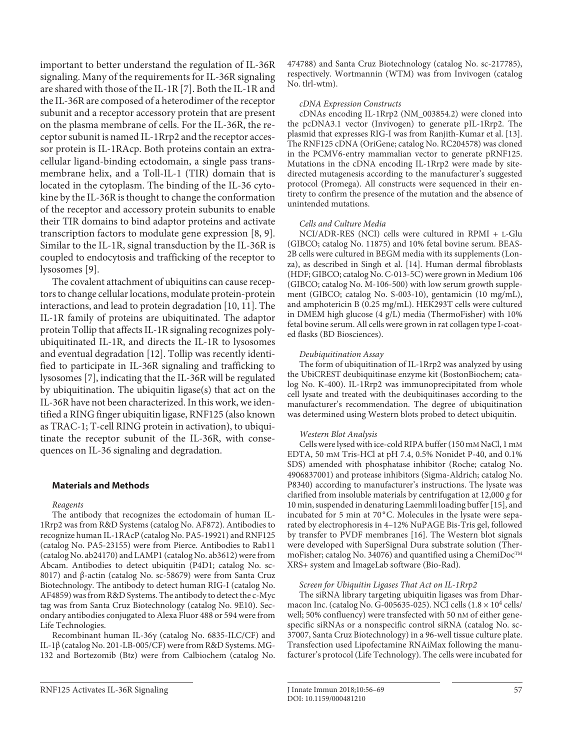important to better understand the regulation of IL-36R signaling. Many of the requirements for IL-36R signaling are shared with those of the IL-1R [7]. Both the IL-1R and the IL-36R are composed of a heterodimer of the receptor subunit and a receptor accessory protein that are present on the plasma membrane of cells. For the IL-36R, the receptor subunit is named IL-1Rrp2 and the receptor accessor protein is IL-1RAcp. Both proteins contain an extracellular ligand-binding ectodomain, a single pass transmembrane helix, and a Toll-IL-1 (TIR) domain that is located in the cytoplasm. The binding of the IL-36 cytokine by the IL-36R is thought to change the conformation of the receptor and accessory protein subunits to enable their TIR domains to bind adaptor proteins and activate transcription factors to modulate gene expression [8, 9]. Similar to the IL-1R, signal transduction by the IL-36R is coupled to endocytosis and trafficking of the receptor to lysosomes [9].

The covalent attachment of ubiquitins can cause receptors to change cellular locations, modulate protein-protein interactions, and lead to protein degradation [10, 11]. The IL-1R family of proteins are ubiquitinated. The adaptor protein Tollip that affects IL-1R signaling recognizes polyubiquitinated IL-1R, and directs the IL-1R to lysosomes and eventual degradation [12]. Tollip was recently identified to participate in IL-36R signaling and trafficking to lysosomes [7], indicating that the IL-36R will be regulated by ubiquitination. The ubiquitin ligase(s) that act on the IL-36R have not been characterized. In this work, we identified a RING finger ubiquitin ligase, RNF125 (also known as TRAC-1; T-cell RING protein in activation), to ubiquitinate the receptor subunit of the IL-36R, with consequences on IL-36 signaling and degradation.

## Materials and Methods

*Reagents*

The antibody that recognizes the ectodomain of human IL-1Rrp2 was from R&D Systems (catalog No. AF872). Antibodies to recognize human IL-1RAcP (catalog No. PA5-19921) and RNF125 (catalog No. PA5-23155) were from Pierce. Antibodies to Rab11 (catalog No. ab24170) and LAMP1 (catalog No. ab3612) were from Abcam. Antibodies to detect ubiquitin (P4D1; catalog No. sc-8017) and β-actin (catalog No. sc-58679) were from Santa Cruz Biotechnology. The antibody to detect human RIG-I (catalog No. AF4859) was from R&D Systems. The antibody to detect the c-Myc tag was from Santa Cruz Biotechnology (catalog No. 9E10). Secondary antibodies conjugated to Alexa Fluor 488 or 594 were from Life Technologies.

Recombinant human IL-36γ (catalog No. 6835-ILC/CF) and IL-1β (catalog No. 201-LB-005/CF) were from R&D Systems. MG-132 and Bortezomib (Btz) were from Calbiochem (catalog No. 474788) and Santa Cruz Biotechnology (catalog No. sc-217785), respectively. Wortmannin (WTM) was from Invivogen (catalog No. tlrl-wtm).

*cDNA Expression Constructs*

cDNAs encoding IL-1Rrp2 (NM_003854.2) were cloned into the pcDNA3.1 vector (Invivogen) to generate pIL-1Rrp2. The plasmid that expresses RIG-I was from Ranjith-Kumar et al. [13]. The RNF125 cDNA (OriGene; catalog No. RC204578) was cloned in the PCMV6-entry mammalian vector to generate pRNF125. Mutations in the cDNA encoding IL-1Rrp2 were made by site-directed mutagenesis according to the manufacturer's suggested protocol (Promega). All constructs were sequenced in their entirety to confirm the presence of the mutation and the absence of unintended mutations.

*Cells and Culture Media*

NCI/ADR-RES (NCI) cells were cultured in RPMI + L-Glu (GIBCO; catalog No. 11875) and 10% fetal bovine serum. BEAS-2B cells were cultured in BEGM media with its supplements (Lonza), as described in Singh et al. [14]. Human dermal fibroblasts (HDF; GIBCO; catalog No. C-013-5C) were grown in Medium 106 (GIBCO; catalog No. M-106-500) with low serum growth supplement (GIBCO; catalog No. S-003-10), gentamicin (10 mg/mL), and amphotericin B (0.25 mg/mL). HEK293T cells were cultured in DMEM high glucose (4 g/L) media (ThermoFisher) with 10% fetal bovine serum. All cells were grown in rat collagen type I-coated flasks (BD Biosciences).

*Deubiquitination Assay*

The form of ubiquitination of IL-1Rrp2 was analyzed by using the UbiCREST deubiquitinase enzyme kit (BostonBiochem; catalog No. K-400). IL-1Rrp2 was immunoprecipitated from whole cell lysate and treated with the deubiquitinases according to the manufacturer's recommendation. The degree of ubiquitination was determined using Western blots probed to detect ubiquitin.

*Western Blot Analysis*

Cells were lysed with ice-cold RIPA buffer (150 mM NaCl, 1 mM EDTA, 50 mM Tris-HCl at pH 7.4, 0.5% Nonidet P-40, and 0.1% SDS) amended with phosphatase inhibitor (Roche; catalog No. 4906837001) and protease inhibitors (Sigma-Aldrich; catalog No. P8340) according to manufacturer's instructions. The lysate was clarified from insoluble materials by centrifugation at 12,000 *g* for 10 min, suspended in denaturing Laemmli loading buffer [15], and incubated for 5 min at 70 °C. Molecules in the lysate were separated by electrophoresis in 4–12% NuPAGE Bis-Tris gel, followed by transfer to PVDF membranes [16]. The Western blot signals were developed with SuperSignal Dura substrate solution (ThermoFisher; catalog No. 34076) and quantified using a ChemiDoc™ XRS+ system and ImageLab software (Bio-Rad).

*Screen for Ubiquitin Ligases That Act on IL-1Rrp2*

The siRNA library targeting ubiquitin ligases was from Dharmacon Inc. (catalog No. G-005635-025). NCI cells ($1.8 \times 10^4$ cells/well; 50% confluency) were transfected with 50 nM of either gene-specific siRNAs or a nonspecific control siRNA (catalog No. sc-37007, Santa Cruz Biotechnology) in a 96-well tissue culture plate. Transfection used Lipofectamine RNAiMax following the manufacturer's protocol (Life Technology). The cells were incubated for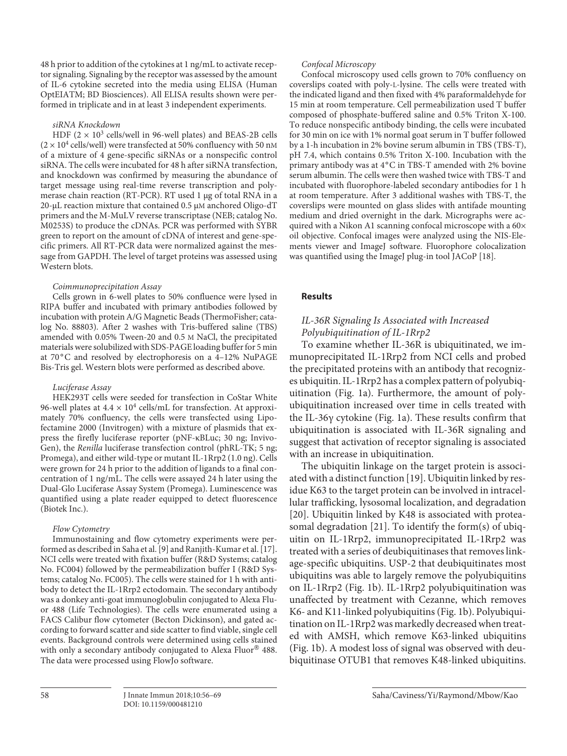48 h prior to addition of the cytokines at 1 ng/mL to activate receptor signaling. Signaling by the receptor was assessed by the amount of IL-6 cytokine secreted into the media using ELISA (Human OptEIATM; BD Biosciences). All ELISA results shown were performed in triplicate and in at least 3 independent experiments.

#### *siRNA Knockdown*

HDF ($2 \times 10^3$ cells/well in 96-well plates) and BEAS-2B cells ($2 \times 10^4$ cells/well) were transfected at 50% confluency with 50 nM of a mixture of 4 gene-specific siRNAs or a nonspecific control siRNA. The cells were incubated for 48 h after siRNA transfection, and knockdown was confirmed by measuring the abundance of target message using real-time reverse transcription and polymerase chain reaction (RT-PCR). RT used 1 μg of total RNA in a 20-μL reaction mixture that contained 0.5 μM anchored Oligo-dT primers and the M-MuLV reverse transcriptase (NEB; catalog No. M0253S) to produce the cDNAs. PCR was performed with SYBR green to report on the amount of cDNA of interest and gene-specific primers. All RT-PCR data were normalized against the message from GAPDH. The level of target proteins was assessed using Western blots.

#### *Coimmunoprecipitation Assay*

Cells grown in 6-well plates to 50% confluence were lysed in RIPA buffer and incubated with primary antibodies followed by incubation with protein A/G Magnetic Beads (ThermoFisher; catalog No. 88803). After 2 washes with Tris-buffered saline (TBS) amended with 0.05% Tween-20 and 0.5 M NaCl, the precipitated materials were solubilized with SDS-PAGE loading buffer for 5 min at 70°C and resolved by electrophoresis on a 4–12% NuPAGE Bis-Tris gel. Western blots were performed as described above.

#### *Luciferase Assay*

HEK293T cells were seeded for transfection in CoStar White 96-well plates at $4.4 \times 10^4$ cells/mL for transfection. At approximately 70% confluency, the cells were transfected using Lipofectamine 2000 (Invitrogen) with a mixture of plasmids that express the firefly luciferase reporter (pNF-κBLuc; 30 ng; InvivoGen), the *Renilla* luciferase transfection control (phRL-TK; 5 ng; Promega), and either wild-type or mutant IL-1Rrp2 (1.0 ng). Cells were grown for 24 h prior to the addition of ligands to a final concentration of 1 ng/mL. The cells were assayed 24 h later using the Dual-Glo Luciferase Assay System (Promega). Luminescence was quantified using a plate reader equipped to detect fluorescence (Biotek Inc.).

#### *Flow Cytometry*

Immunostaining and flow cytometry experiments were performed as described in Saha et al. [9] and Ranjith-Kumar et al. [17]. NCI cells were treated with fixation buffer (R&D Systems; catalog No. FC004) followed by the permeabilization buffer I (R&D Systems; catalog No. FC005). The cells were stained for 1 h with antibody to detect the IL-1Rrp2 ectodomain. The secondary antibody was a donkey anti-goat immunoglobulin conjugated to Alexa Fluor 488 (Life Technologies). The cells were enumerated using a FACS Calibur flow cytometer (Becton Dickinson), and gated according to forward scatter and side scatter to find viable, single cell events. Background controls were determined using cells stained with only a secondary antibody conjugated to Alexa Fluor® 488. The data were processed using FlowJo software.

#### *Confocal Microscopy*

Confocal microscopy used cells grown to 70% confluency on coverslips coated with poly-L-lysine. The cells were treated with the indicated ligand and then fixed with 4% paraformaldehyde for 15 min at room temperature. Cell permeabilization used T buffer composed of phosphate-buffered saline and 0.5% Triton X-100. To reduce nonspecific antibody binding, the cells were incubated for 30 min on ice with 1% normal goat serum in T buffer followed by a 1-h incubation in 2% bovine serum albumin in TBS (TBS-T), pH 7.4, which contains 0.5% Triton X-100. Incubation with the primary antibody was at 4°C in TBS-T amended with 2% bovine serum albumin. The cells were then washed twice with TBS-T and incubated with fluorophore-labeled secondary antibodies for 1 h at room temperature. After 3 additional washes with TBS-T, the coverslips were mounted on glass slides with antifade mounting medium and dried overnight in the dark. Micrographs were acquired with a Nikon A1 scanning confocal microscope with a 60× oil objective. Confocal images were analyzed using the NIS-Elements viewer and ImageJ software. Fluorophore colocalization was quantified using the ImageJ plug-in tool JACoP [18].

## **Results**

### *IL-36R Signaling Is Associated with Increased Polyubiquitination of IL-1Rrp2*

To examine whether IL-36R is ubiquitinated, we immunoprecipitated IL-1Rrp2 from NCI cells and probed the precipitated proteins with an antibody that recognizes ubiquitin. IL-1Rrp2 has a complex pattern of polyubiquitination (Fig. 1a). Furthermore, the amount of polyubiquitination increased over time in cells treated with the IL-36γ cytokine (Fig. 1a). These results confirm that ubiquitination is associated with IL-36R signaling and suggest that activation of receptor signaling is associated with an increase in ubiquitination.

The ubiquitin linkage on the target protein is associated with a distinct function [19]. Ubiquitin linked by residue K63 to the target protein can be involved in intracellular trafficking, lysosomal localization, and degradation [20]. Ubiquitin linked by K48 is associated with proteasomal degradation [21]. To identify the form(s) of ubiquitin on IL-1Rrp2, immunoprecipitated IL-1Rrp2 was treated with a series of deubiquitinases that removes linkage-specific ubiquitins. USP-2 that deubiquitinates most ubiquitins was able to largely remove the polyubiquitins on IL-1Rrp2 (Fig. 1b). IL-1Rrp2 polyubiquitination was unaffected by treatment with Cezanne, which removes K6- and K11-linked polyubiquitins (Fig. 1b). Polyubiquitination on IL-1Rrp2 was markedly decreased when treated with AMSH, which remove K63-linked ubiquitins (Fig. 1b). A modest loss of signal was observed with deubiquitinase OTUB1 that removes K48-linked ubiquitins.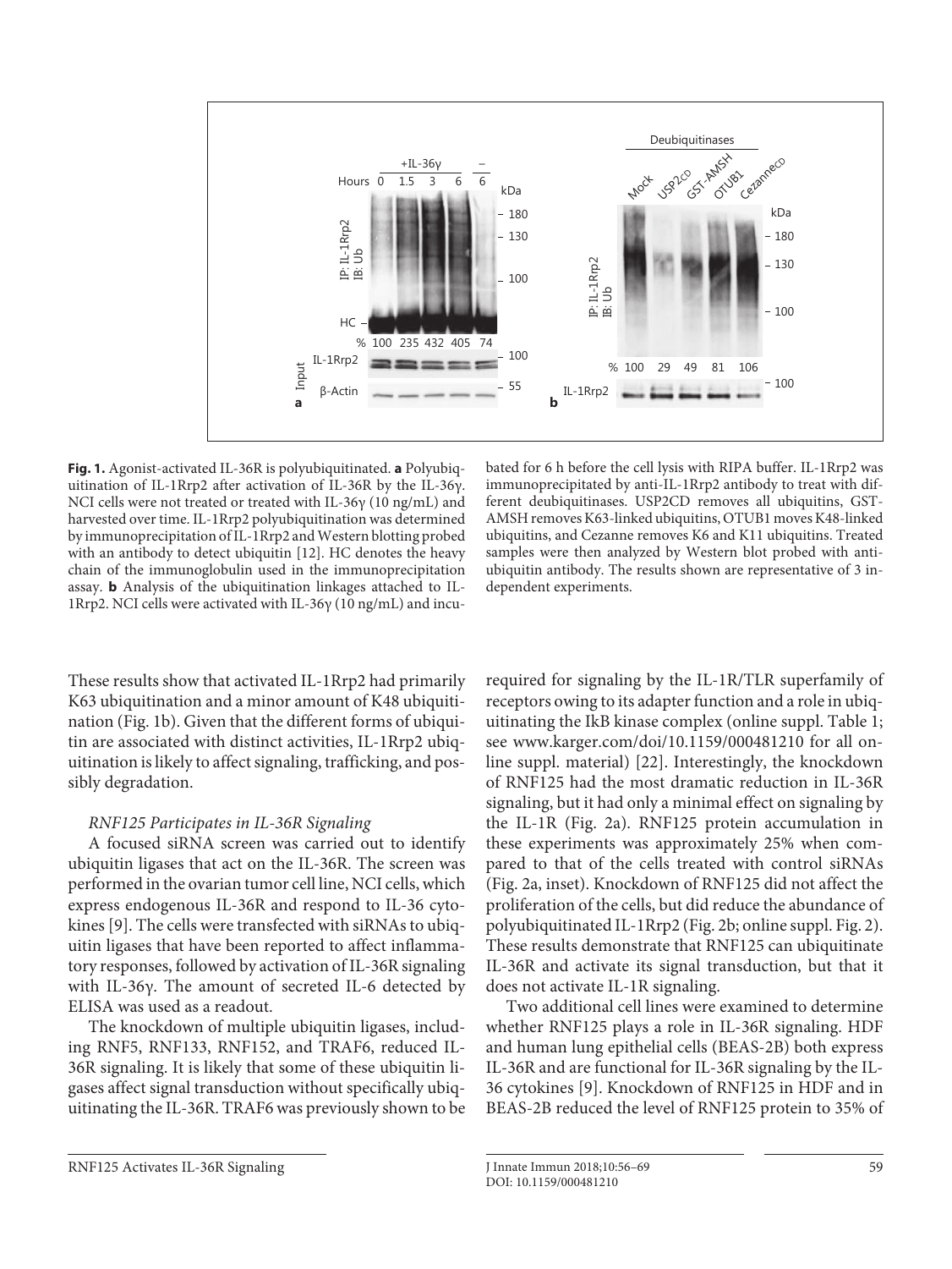**Fig. 1.** Agonist-activated IL-36R is polyubiquitinated. **a** Polyubiquitination of IL-1Rrp2 after activation of IL-36R by the IL-36γ. NCI cells were not treated or treated with IL-36γ (10 ng/mL) and harvested over time. IL-1Rrp2 polyubiquitination was determined by immunoprecipitation of IL-1Rrp2 and Western blotting probed with an antibody to detect ubiquitin [12]. HC denotes the heavy chain of the immunoglobulin used in the immunoprecipitation assay. **b** Analysis of the ubiquitination linkages attached to IL-1Rrp2. NCI cells were activated with IL-36γ (10 ng/mL) and incubated for 6 h before the cell lysis with RIPA buffer. IL-1Rrp2 was immunoprecipitated by anti-IL-1Rrp2 antibody to treat with different deubiquitinases. USP2CD removes all ubiquitins, GST-AMSH removes K63-linked ubiquitins, OTUB1 moves K48-linked ubiquitins, and Cezanne removes K6 and K11 ubiquitins. Treated samples were then analyzed by Western blot probed with anti-ubiquitin antibody. The results shown are representative of 3 independent experiments.

These results show that activated IL-1Rrp2 had primarily K63 ubiquitination and a minor amount of K48 ubiquitination (Fig. 1b). Given that the different forms of ubiquitin are associated with distinct activities, IL-1Rrp2 ubiquitination is likely to affect signaling, trafficking, and possibly degradation.

### *RNF125 Participates in IL-36R Signaling*

A focused siRNA screen was carried out to identify ubiquitin ligases that act on the IL-36R. The screen was performed in the ovarian tumor cell line, NCI cells, which express endogenous IL-36R and respond to IL-36 cytokines [9]. The cells were transfected with siRNAs to ubiquitin ligases that have been reported to affect inflammatory responses, followed by activation of IL-36R signaling with IL-36γ. The amount of secreted IL-6 detected by ELISA was used as a readout.

The knockdown of multiple ubiquitin ligases, including RNF5, RNF133, RNF152, and TRAF6, reduced IL-36R signaling. It is likely that some of these ubiquitin ligases affect signal transduction without specifically ubiquitinating the IL-36R. TRAF6 was previously shown to be required for signaling by the IL-1R/TLR superfamily of receptors owing to its adapter function and a role in ubiquitinating the IkB kinase complex (online suppl. Table 1; see www.karger.com/doi/10.1159/000481210 for all online suppl. material) [22]. Interestingly, the knockdown of RNF125 had the most dramatic reduction in IL-36R signaling, but it had only a minimal effect on signaling by the IL-1R (Fig. 2a). RNF125 protein accumulation in these experiments was approximately 25% when compared to that of the cells treated with control siRNAs (Fig. 2a, inset). Knockdown of RNF125 did not affect the proliferation of the cells, but did reduce the abundance of polyubiquitinated IL-1Rrp2 (Fig. 2b; online suppl. Fig. 2). These results demonstrate that RNF125 can ubiquitinate IL-36R and activate its signal transduction, but that it does not activate IL-1R signaling.

Two additional cell lines were examined to determine whether RNF125 plays a role in IL-36R signaling. HDF and human lung epithelial cells (BEAS-2B) both express IL-36R and are functional for IL-36R signaling by the IL-36 cytokines [9]. Knockdown of RNF125 in HDF and in BEAS-2B reduced the level of RNF125 protein to 35% of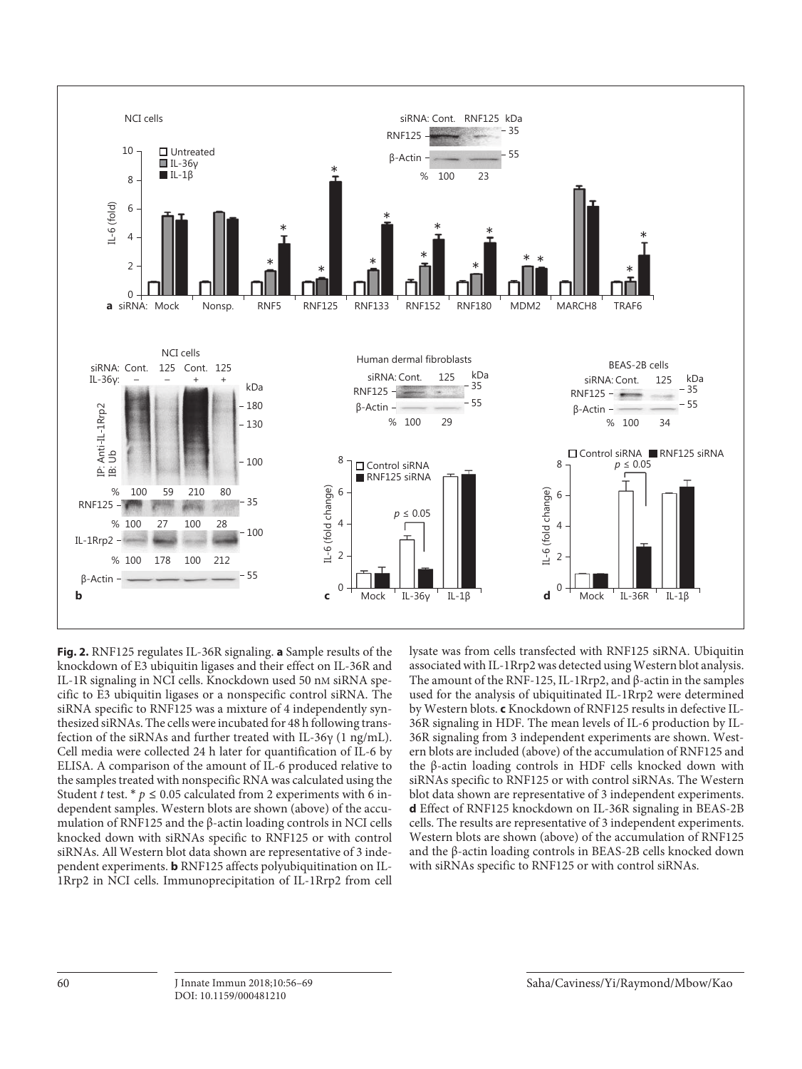**Fig. 2.** RNF125 regulates IL-36R signaling. **a** Sample results of the knockdown of E3 ubiquitin ligases and their effect on IL-36R and IL-1R signaling in NCI cells. Knockdown used 50 nM siRNA specific to E3 ubiquitin ligases or a nonspecific control siRNA. The siRNA specific to RNF125 was a mixture of 4 independently synthesized siRNAs. The cells were incubated for 48 h following transfection of the siRNAs and further treated with IL-36γ (1 ng/mL). Cell media were collected 24 h later for quantification of IL-6 by ELISA. A comparison of the amount of IL-6 produced relative to the samples treated with nonspecific RNA was calculated using the Student *t* test. * $p \leq 0.05$ calculated from 2 experiments with 6 independent samples. Western blots are shown (above) of the accumulation of RNF125 and the β-actin loading controls in NCI cells knocked down with siRNAs specific to RNF125 or with control siRNAs. All Western blot data shown are representative of 3 independent experiments. **b** RNF125 affects polyubiquitination on IL-1Rrp2 in NCI cells. Immunoprecipitation of IL-1Rrp2 from cell lysate was from cells transfected with RNF125 siRNA. Ubiquitin associated with IL-1Rrp2 was detected using Western blot analysis. The amount of the RNF-125, IL-1Rrp2, and β-actin in the samples used for the analysis of ubiquitinated IL-1Rrp2 were determined by Western blots. **c** Knockdown of RNF125 results in defective IL-36R signaling in HDF. The mean levels of IL-6 production by IL-36R signaling from 3 independent experiments are shown. Western blots are included (above) of the accumulation of RNF125 and the β-actin loading controls in HDF cells knocked down with siRNAs specific to RNF125 or with control siRNAs. The Western blot data shown are representative of 3 independent experiments. **d** Effect of RNF125 knockdown on IL-36R signaling in BEAS-2B cells. The results are representative of 3 independent experiments. Western blots are shown (above) of the accumulation of RNF125 and the β-actin loading controls in BEAS-2B cells knocked down with siRNAs specific to RNF125 or with control siRNAs.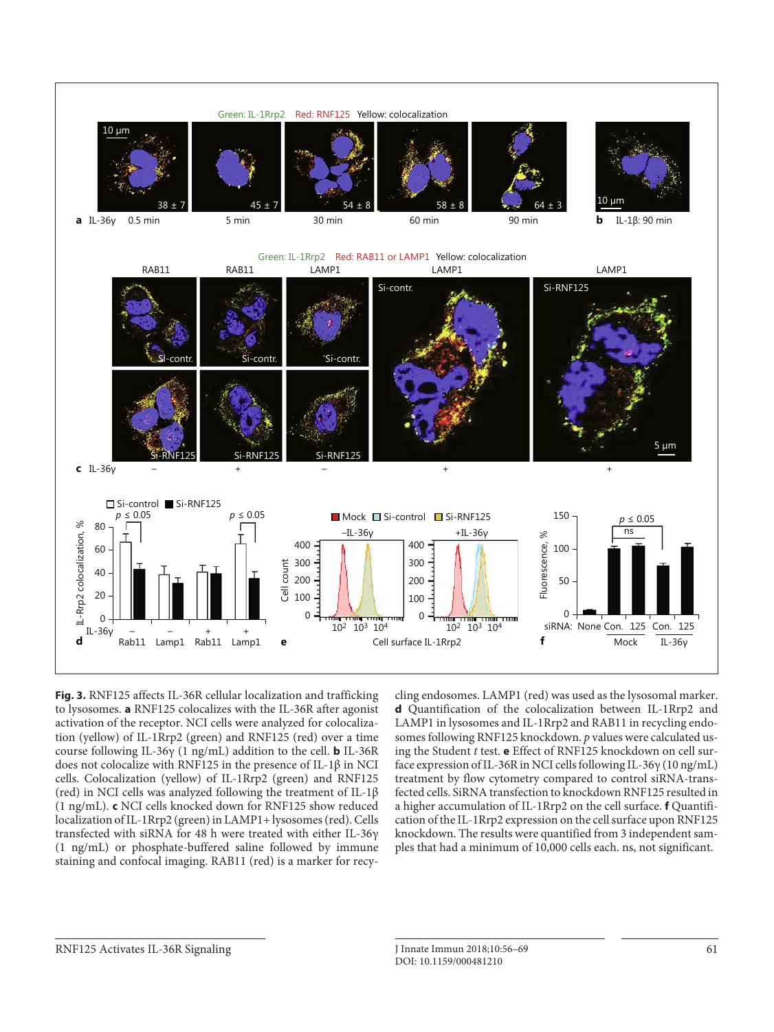**Fig. 3.** RNF125 affects IL-36R cellular localization and trafficking to lysosomes. **a** RNF125 colocalizes with the IL-36R after agonist activation of the receptor. NCI cells were analyzed for colocalization (yellow) of IL-1Rrp2 (green) and RNF125 (red) over a time course following IL-36γ (1 ng/mL) addition to the cell. **b** IL-36R does not colocalize with RNF125 in the presence of IL-1β in NCI cells. Colocalization (yellow) of IL-1Rrp2 (green) and RNF125 (red) in NCI cells was analyzed following the treatment of IL-1β (1 ng/mL). **c** NCI cells knocked down for RNF125 show reduced localization of IL-1Rrp2 (green) in LAMP1+ lysosomes (red). Cells transfected with siRNA for 48 h were treated with either IL-36γ (1 ng/mL) or phosphate-buffered saline followed by immune staining and confocal imaging. RAB11 (red) is a marker for recycling endosomes. LAMP1 (red) was used as the lysosomal marker. **d** Quantification of the colocalization between IL-1Rrp2 and LAMP1 in lysosomes and IL-1Rrp2 and RAB11 in recycling endosomes following RNF125 knockdown. *p* values were calculated using the Student *t* test. **e** Effect of RNF125 knockdown on cell surface expression of IL-36R in NCI cells following IL-36γ (10 ng/mL) treatment by flow cytometry compared to control siRNA-transfected cells. SiRNA transfection to knockdown RNF125 resulted in a higher accumulation of IL-1Rrp2 on the cell surface. **f** Quantification of the IL-1Rrp2 expression on the cell surface upon RNF125 knockdown. The results were quantified from 3 independent samples that had a minimum of 10,000 cells each. ns, not significant.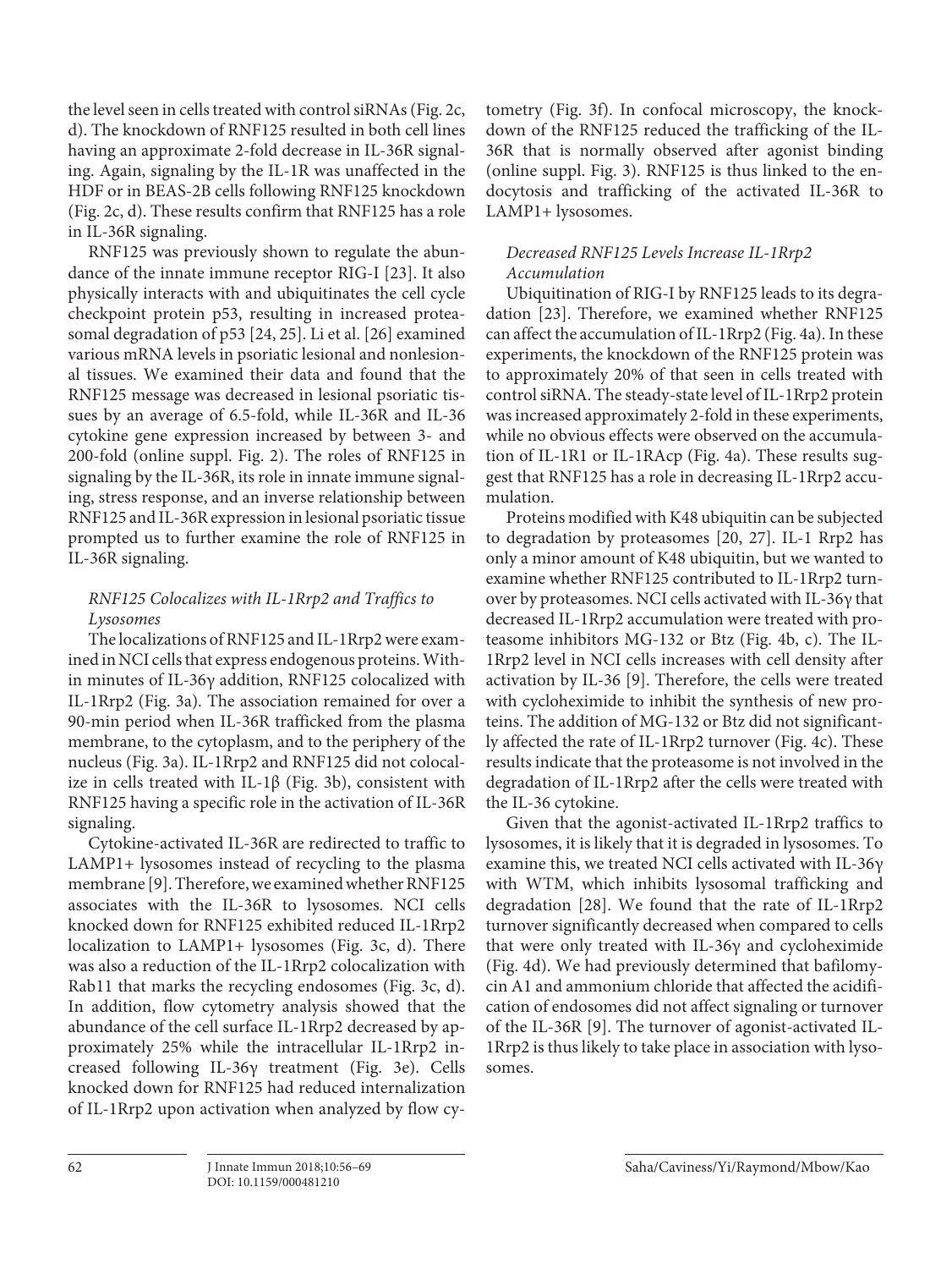the level seen in cells treated with control siRNAs (Fig. 2c, d). The knockdown of RNF125 resulted in both cell lines having an approximate 2-fold decrease in IL-36R signaling. Again, signaling by the IL-1R was unaffected in the HDF or in BEAS-2B cells following RNF125 knockdown (Fig. 2c, d). These results confirm that RNF125 has a role in IL-36R signaling.

RNF125 was previously shown to regulate the abundance of the innate immune receptor RIG-I [23]. It also physically interacts with and ubiquitinates the cell cycle checkpoint protein p53, resulting in increased proteasomal degradation of p53 [24, 25]. Li et al. [26] examined various mRNA levels in psoriatic lesional and nonlesional tissues. We examined their data and found that the RNF125 message was decreased in lesional psoriatic tissues by an average of 6.5-fold, while IL-36R and IL-36 cytokine gene expression increased by between 3- and 200-fold (online suppl. Fig. 2). The roles of RNF125 in signaling by the IL-36R, its role in innate immune signaling, stress response, and an inverse relationship between RNF125 and IL-36R expression in lesional psoriatic tissue prompted us to further examine the role of RNF125 in IL-36R signaling.

### *RNF125 Colocalizes with IL-1Rrp2 and Traffics to Lysosomes*

The localizations of RNF125 and IL-1Rrp2 were examined in NCI cells that express endogenous proteins. Within minutes of IL-36γ addition, RNF125 colocalized with IL-1Rrp2 (Fig. 3a). The association remained for over a 90-min period when IL-36R trafficked from the plasma membrane, to the cytoplasm, and to the periphery of the nucleus (Fig. 3a). IL-1Rrp2 and RNF125 did not colocalize in cells treated with IL-1β (Fig. 3b), consistent with RNF125 having a specific role in the activation of IL-36R signaling.

Cytokine-activated IL-36R are redirected to traffic to LAMP1+ lysosomes instead of recycling to the plasma membrane [9]. Therefore, we examined whether RNF125 associates with the IL-36R to lysosomes. NCI cells knocked down for RNF125 exhibited reduced IL-1Rrp2 localization to LAMP1+ lysosomes (Fig. 3c, d). There was also a reduction of the IL-1Rrp2 colocalization with Rab11 that marks the recycling endosomes (Fig. 3c, d). In addition, flow cytometry analysis showed that the abundance of the cell surface IL-1Rrp2 decreased by approximately 25% while the intracellular IL-1Rrp2 increased following IL-36γ treatment (Fig. 3e). Cells knocked down for RNF125 had reduced internalization of IL-1Rrp2 upon activation when analyzed by flow cytometry (Fig. 3f). In confocal microscopy, the knockdown of the RNF125 reduced the trafficking of the IL-36R that is normally observed after agonist binding (online suppl. Fig. 3). RNF125 is thus linked to the endocytosis and trafficking of the activated IL-36R to LAMP1+ lysosomes.

### *Decreased RNF125 Levels Increase IL-1Rrp2 Accumulation*

Ubiquitination of RIG-I by RNF125 leads to its degradation [23]. Therefore, we examined whether RNF125 can affect the accumulation of IL-1Rrp2 (Fig. 4a). In these experiments, the knockdown of the RNF125 protein was to approximately 20% of that seen in cells treated with control siRNA. The steady-state level of IL-1Rrp2 protein was increased approximately 2-fold in these experiments, while no obvious effects were observed on the accumulation of IL-1R1 or IL-1RAcp (Fig. 4a). These results suggest that RNF125 has a role in decreasing IL-1Rrp2 accumulation.

Proteins modified with K48 ubiquitin can be subjected to degradation by proteasomes [20, 27]. IL-1 Rrp2 has only a minor amount of K48 ubiquitin, but we wanted to examine whether RNF125 contributed to IL-1Rrp2 turnover by proteasomes. NCI cells activated with IL-36γ that decreased IL-1Rrp2 accumulation were treated with proteasome inhibitors MG-132 or Btz (Fig. 4b, c). The IL-1Rrp2 level in NCI cells increases with cell density after activation by IL-36 [9]. Therefore, the cells were treated with cycloheximide to inhibit the synthesis of new proteins. The addition of MG-132 or Btz did not significantly affected the rate of IL-1Rrp2 turnover (Fig. 4c). These results indicate that the proteasome is not involved in the degradation of IL-1Rrp2 after the cells were treated with the IL-36 cytokine.

Given that the agonist-activated IL-1Rrp2 traffics to lysosomes, it is likely that it is degraded in lysosomes. To examine this, we treated NCI cells activated with IL-36γ with WTM, which inhibits lysosomal trafficking and degradation [28]. We found that the rate of IL-1Rrp2 turnover significantly decreased when compared to cells that were only treated with IL-36γ and cycloheximide (Fig. 4d). We had previously determined that bafilomycin A1 and ammonium chloride that affected the acidification of endosomes did not affect signaling or turnover of the IL-36R [9]. The turnover of agonist-activated IL-1Rrp2 is thus likely to take place in association with lysosomes.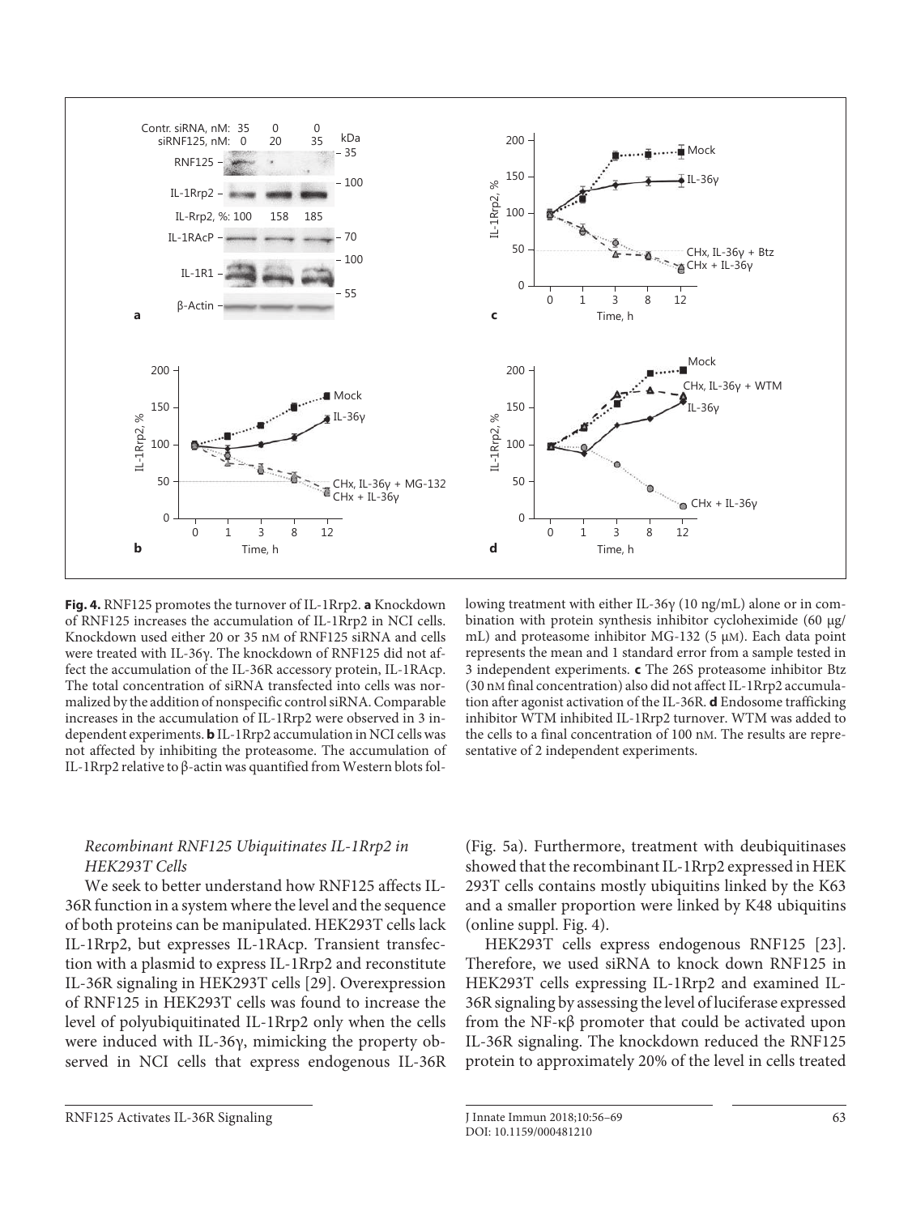**Fig. 4.** RNF125 promotes the turnover of IL-1Rrp2. **a** Knockdown of RNF125 increases the accumulation of IL-1Rrp2 in NCI cells. Knockdown used either 20 or 35 nM of RNF125 siRNA and cells were treated with IL-36γ. The knockdown of RNF125 did not affect the accumulation of the IL-36R accessory protein, IL-1RAcp. The total concentration of siRNA transfected into cells was normalized by the addition of nonspecific control siRNA. Comparable increases in the accumulation of IL-1Rrp2 were observed in 3 independent experiments. **b** IL-1Rrp2 accumulation in NCI cells was not affected by inhibiting the proteasome. The accumulation of IL-1Rrp2 relative to β-actin was quantified from Western blots following treatment with either IL-36γ (10 ng/mL) alone or in combination with protein synthesis inhibitor cycloheximide (60 μg/mL) and proteasome inhibitor MG-132 (5 μM). Each data point represents the mean and 1 standard error from a sample tested in 3 independent experiments. **c** The 26S proteasome inhibitor Btz (30 nM final concentration) also did not affect IL-1Rrp2 accumulation after agonist activation of the IL-36R. **d** Endosome trafficking inhibitor WTM inhibited IL-1Rrp2 turnover. WTM was added to the cells to a final concentration of 100 nM. The results are representative of 2 independent experiments.

### *Recombinant RNF125 Ubiquitinates IL-1Rrp2 in HEK293T Cells*

We seek to better understand how RNF125 affects IL-36R function in a system where the level and the sequence of both proteins can be manipulated. HEK293T cells lack IL-1Rrp2, but expresses IL-1RAcp. Transient transfection with a plasmid to express IL-1Rrp2 and reconstitute IL-36R signaling in HEK293T cells [29]. Overexpression of RNF125 in HEK293T cells was found to increase the level of polyubiquitinated IL-1Rrp2 only when the cells were induced with IL-36γ, mimicking the property observed in NCI cells that express endogenous IL-36R (Fig. 5a). Furthermore, treatment with deubiquitinases showed that the recombinant IL-1Rrp2 expressed in HEK 293T cells contains mostly ubiquitins linked by the K63 and a smaller proportion were linked by K48 ubiquitins (online suppl. Fig. 4).

HEK293T cells express endogenous RNF125 [23]. Therefore, we used siRNA to knock down RNF125 in HEK293T cells expressing IL-1Rrp2 and examined IL-36R signaling by assessing the level of luciferase expressed from the NF-κβ promoter that could be activated upon IL-36R signaling. The knockdown reduced the RNF125 protein to approximately 20% of the level in cells treated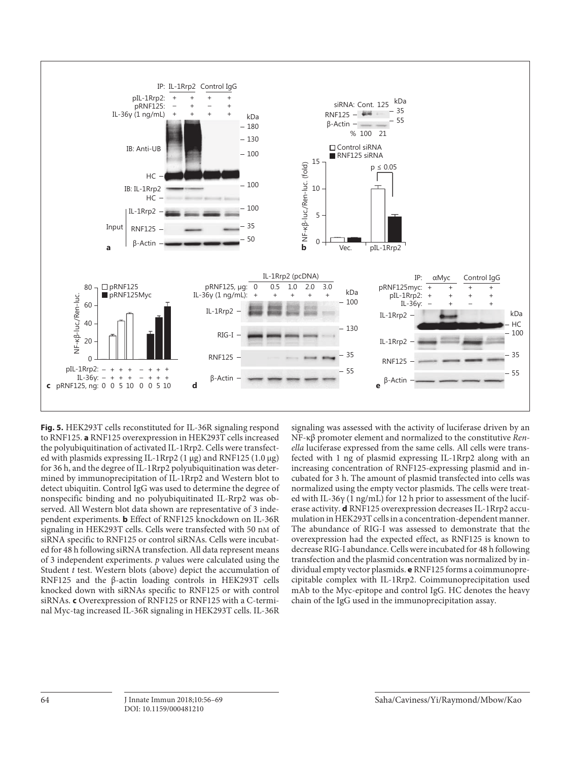**Fig. 5.** HEK293T cells reconstituted for IL-36R signaling respond to RNF125. **a** RNF125 overexpression in HEK293T cells increased the polyubiquitination of activated IL-1Rrp2. Cells were transfected with plasmids expressing IL-1Rrp2 (1 μg) and RNF125 (1.0 μg) for 36 h, and the degree of IL-1Rrp2 polyubiquitination was determined by immunoprecipitation of IL-1Rrp2 and Western blot to detect ubiquitin. Control IgG was used to determine the degree of nonspecific binding and no polyubiquitinated IL-Rrp2 was observed. All Western blot data shown are representative of 3 independent experiments. **b** Effect of RNF125 knockdown on IL-36R signaling in HEK293T cells. Cells were transfected with 50 nM of siRNA specific to RNF125 or control siRNAs. Cells were incubated for 48 h following siRNA transfection. All data represent means of 3 independent experiments. *p* values were calculated using the Student *t* test. Western blots (above) depict the accumulation of RNF125 and the β-actin loading controls in HEK293T cells knocked down with siRNAs specific to RNF125 or with control siRNAs. **c** Overexpression of RNF125 or RNF125 with a C-terminal Myc-tag increased IL-36R signaling in HEK293T cells. IL-36R signaling was assessed with the activity of luciferase driven by an NF-κβ promoter element and normalized to the constitutive *Renella* luciferase expressed from the same cells. All cells were transfected with 1 ng of plasmid expressing IL-1Rrp2 along with an increasing concentration of RNF125-expressing plasmid and incubated for 3 h. The amount of plasmid transfected into cells was normalized using the empty vector plasmids. The cells were treated with IL-36γ (1 ng/mL) for 12 h prior to assessment of the luciferase activity. **d** RNF125 overexpression decreases IL-1Rrp2 accumulation in HEK293T cells in a concentration-dependent manner. The abundance of RIG-I was assessed to demonstrate that the overexpression had the expected effect, as RNF125 is known to decrease RIG-I abundance. Cells were incubated for 48 h following transfection and the plasmid concentration was normalized by individual empty vector plasmids. **e** RNF125 forms a coimmunoprecipitable complex with IL-1Rrp2. Coimmunoprecipitation used mAb to the Myc-epitope and control IgG. HC denotes the heavy chain of the IgG used in the immunoprecipitation assay.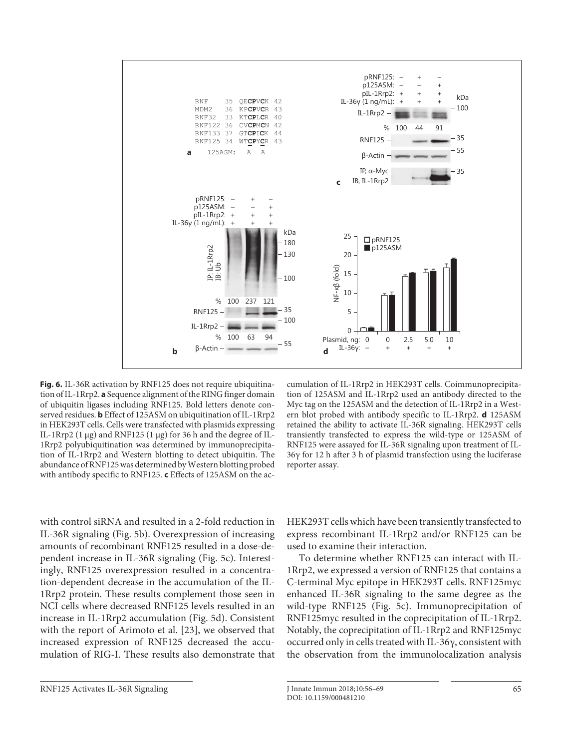**Fig. 6.** IL-36R activation by RNF125 does not require ubiquitination of IL-1Rrp2. **a** Sequence alignment of the RING finger domain of ubiquitin ligases including RNF125. Bold letters denote conserved residues. **b** Effect of 125ASM on ubiquitination of IL-1Rrp2 in HEK293T cells. Cells were transfected with plasmids expressing IL-1Rrp2 (1 μg) and RNF125 (1 μg) for 36 h and the degree of IL-1Rrp2 polyubiquitination was determined by immunoprecipitation of IL-1Rrp2 and Western blotting to detect ubiquitin. The abundance of RNF125 was determined by Western blotting probed with antibody specific to RNF125. **c** Effects of 125ASM on the accumulation of IL-1Rrp2 in HEK293T cells. Coimmunoprecipitation of 125ASM and IL-1Rrp2 used an antibody directed to the Myc tag on the 125ASM and the detection of IL-1Rrp2 in a Western blot probed with antibody specific to IL-1Rrp2. **d** 125ASM retained the ability to activate IL-36R signaling. HEK293T cells transiently transfected to express the wild-type or 125ASM of RNF125 were assayed for IL-36R signaling upon treatment of IL-36γ for 12 h after 3 h of plasmid transfection using the luciferase reporter assay.

with control siRNA and resulted in a 2-fold reduction in IL-36R signaling (Fig. 5b). Overexpression of increasing amounts of recombinant RNF125 resulted in a dose-dependent increase in IL-36R signaling (Fig. 5c). Interestingly, RNF125 overexpression resulted in a concentration-dependent decrease in the accumulation of the IL-1Rrp2 protein. These results complement those seen in NCI cells where decreased RNF125 levels resulted in an increase in IL-1Rrp2 accumulation (Fig. 5d). Consistent with the report of Arimoto et al. [23], we observed that increased expression of RNF125 decreased the accumulation of RIG-I. These results also demonstrate that HEK293T cells which have been transiently transfected to express recombinant IL-1Rrp2 and/or RNF125 can be used to examine their interaction.

To determine whether RNF125 can interact with IL-1Rrp2, we expressed a version of RNF125 that contains a C-terminal Myc epitope in HEK293T cells. RNF125myc enhanced IL-36R signaling to the same degree as the wild-type RNF125 (Fig. 5c). Immunoprecipitation of RNF125myc resulted in the coprecipitation of IL-1Rrp2. Notably, the coprecipitation of IL-1Rrp2 and RNF125myc occurred only in cells treated with IL-36γ, consistent with the observation from the immunolocalization analysis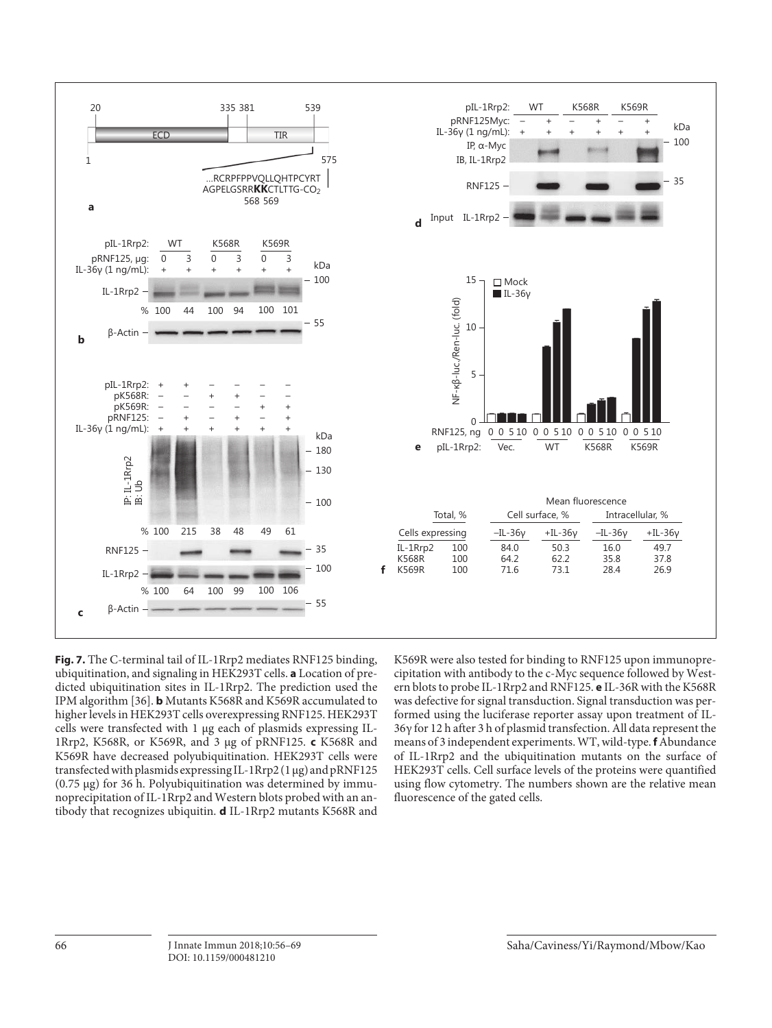| Cells expressing | Total, % | Mean fluorescence: Cell surface, % –IL-36γ | Cell surface, % +IL-36γ | Intracellular, % –IL-36γ | Intracellular, % +IL-36γ |
|---|---|---|---|---|---|
| IL-1Rrp2 | 100 | 84.0 | 50.3 | 16.0 | 49.7 |
| K568R | 100 | 64.2 | 62.2 | 35.8 | 37.8 |
| K569R | 100 | 71.6 | 73.1 | 28.4 | 26.9 |

**Fig. 7.** The C-terminal tail of IL-1Rrp2 mediates RNF125 binding, ubiquitination, and signaling in HEK293T cells. **a** Location of predicted ubiquitination sites in IL-1Rrp2. The prediction used the IPM algorithm [36]. **b** Mutants K568R and K569R accumulated to higher levels in HEK293T cells overexpressing RNF125. HEK293T cells were transfected with 1 μg each of plasmids expressing IL-1Rrp2, K568R, or K569R, and 3 μg of pRNF125. **c** K568R and K569R have decreased polyubiquitination. HEK293T cells were transfected with plasmids expressing IL-1Rrp2 (1 μg) and pRNF125 (0.75 μg) for 36 h. Polyubiquitination was determined by immunoprecipitation of IL-1Rrp2 and Western blots probed with an antibody that recognizes ubiquitin. **d** IL-1Rrp2 mutants K568R and K569R were also tested for binding to RNF125 upon immunoprecipitation with antibody to the c-Myc sequence followed by Western blots to probe IL-1Rrp2 and RNF125. **e** IL-36R with the K568R was defective for signal transduction. Signal transduction was performed using the luciferase reporter assay upon treatment of IL-36γ for 12 h after 3 h of plasmid transfection. All data represent the means of 3 independent experiments. WT, wild-type. **f** Abundance of IL-1Rrp2 and the ubiquitination mutants on the surface of HEK293T cells. Cell surface levels of the proteins were quantified using flow cytometry. The numbers shown are the relative mean fluorescence of the gated cells.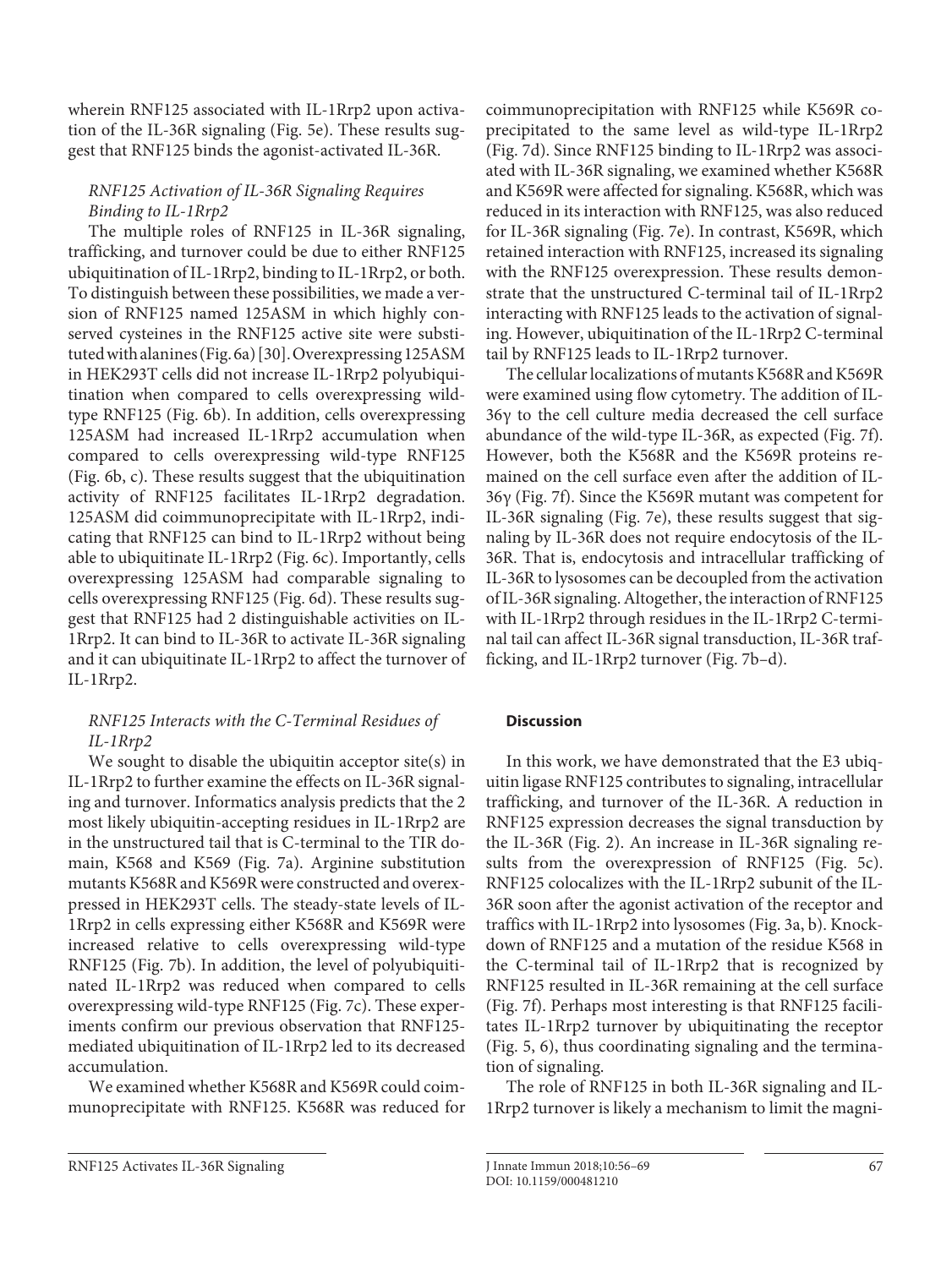wherein RNF125 associated with IL-1Rrp2 upon activation of the IL-36R signaling (Fig. 5e). These results suggest that RNF125 binds the agonist-activated IL-36R.

### *RNF125 Activation of IL-36R Signaling Requires Binding to IL-1Rrp2*

The multiple roles of RNF125 in IL-36R signaling, trafficking, and turnover could be due to either RNF125 ubiquitination of IL-1Rrp2, binding to IL-1Rrp2, or both. To distinguish between these possibilities, we made a version of RNF125 named 125ASM in which highly conserved cysteines in the RNF125 active site were substituted with alanines (Fig. 6a) [30]. Overexpressing 125ASM in HEK293T cells did not increase IL-1Rrp2 polyubiquitination when compared to cells overexpressing wild-type RNF125 (Fig. 6b). In addition, cells overexpressing 125ASM had increased IL-1Rrp2 accumulation when compared to cells overexpressing wild-type RNF125 (Fig. 6b, c). These results suggest that the ubiquitination activity of RNF125 facilitates IL-1Rrp2 degradation. 125ASM did coimmunoprecipitate with IL-1Rrp2, indicating that RNF125 can bind to IL-1Rrp2 without being able to ubiquitinate IL-1Rrp2 (Fig. 6c). Importantly, cells overexpressing 125ASM had comparable signaling to cells overexpressing RNF125 (Fig. 6d). These results suggest that RNF125 had 2 distinguishable activities on IL-1Rrp2. It can bind to IL-36R to activate IL-36R signaling and it can ubiquitinate IL-1Rrp2 to affect the turnover of IL-1Rrp2.

### *RNF125 Interacts with the C-Terminal Residues of IL-1Rrp2*

We sought to disable the ubiquitin acceptor site(s) in IL-1Rrp2 to further examine the effects on IL-36R signaling and turnover. Informatics analysis predicts that the 2 most likely ubiquitin-accepting residues in IL-1Rrp2 are in the unstructured tail that is C-terminal to the TIR domain, K568 and K569 (Fig. 7a). Arginine substitution mutants K568R and K569R were constructed and overexpressed in HEK293T cells. The steady-state levels of IL-1Rrp2 in cells expressing either K568R and K569R were increased relative to cells overexpressing wild-type RNF125 (Fig. 7b). In addition, the level of polyubiquitinated IL-1Rrp2 was reduced when compared to cells overexpressing wild-type RNF125 (Fig. 7c). These experiments confirm our previous observation that RNF125-mediated ubiquitination of IL-1Rrp2 led to its decreased accumulation.

We examined whether K568R and K569R could coimmunoprecipitate with RNF125. K568R was reduced for coimmunoprecipitation with RNF125 while K569R coprecipitated to the same level as wild-type IL-1Rrp2 (Fig. 7d). Since RNF125 binding to IL-1Rrp2 was associated with IL-36R signaling, we examined whether K568R and K569R were affected for signaling. K568R, which was reduced in its interaction with RNF125, was also reduced for IL-36R signaling (Fig. 7e). In contrast, K569R, which retained interaction with RNF125, increased its signaling with the RNF125 overexpression. These results demonstrate that the unstructured C-terminal tail of IL-1Rrp2 interacting with RNF125 leads to the activation of signaling. However, ubiquitination of the IL-1Rrp2 C-terminal tail by RNF125 leads to IL-1Rrp2 turnover.

The cellular localizations of mutants K568R and K569R were examined using flow cytometry. The addition of IL-36γ to the cell culture media decreased the cell surface abundance of the wild-type IL-36R, as expected (Fig. 7f). However, both the K568R and the K569R proteins remained on the cell surface even after the addition of IL-36γ (Fig. 7f). Since the K569R mutant was competent for IL-36R signaling (Fig. 7e), these results suggest that signaling by IL-36R does not require endocytosis of the IL-36R. That is, endocytosis and intracellular trafficking of IL-36R to lysosomes can be decoupled from the activation of IL-36R signaling. Altogether, the interaction of RNF125 with IL-1Rrp2 through residues in the IL-1Rrp2 C-terminal tail can affect IL-36R signal transduction, IL-36R trafficking, and IL-1Rrp2 turnover (Fig. 7b–d).

## **Discussion**

In this work, we have demonstrated that the E3 ubiquitin ligase RNF125 contributes to signaling, intracellular trafficking, and turnover of the IL-36R. A reduction in RNF125 expression decreases the signal transduction by the IL-36R (Fig. 2). An increase in IL-36R signaling results from the overexpression of RNF125 (Fig. 5c). RNF125 colocalizes with the IL-1Rrp2 subunit of the IL-36R soon after the agonist activation of the receptor and traffics with IL-1Rrp2 into lysosomes (Fig. 3a, b). Knockdown of RNF125 and a mutation of the residue K568 in the C-terminal tail of IL-1Rrp2 that is recognized by RNF125 resulted in IL-36R remaining at the cell surface (Fig. 7f). Perhaps most interesting is that RNF125 facilitates IL-1Rrp2 turnover by ubiquitinating the receptor (Fig. 5, 6), thus coordinating signaling and the termination of signaling.

The role of RNF125 in both IL-36R signaling and IL-1Rrp2 turnover is likely a mechanism to limit the magni-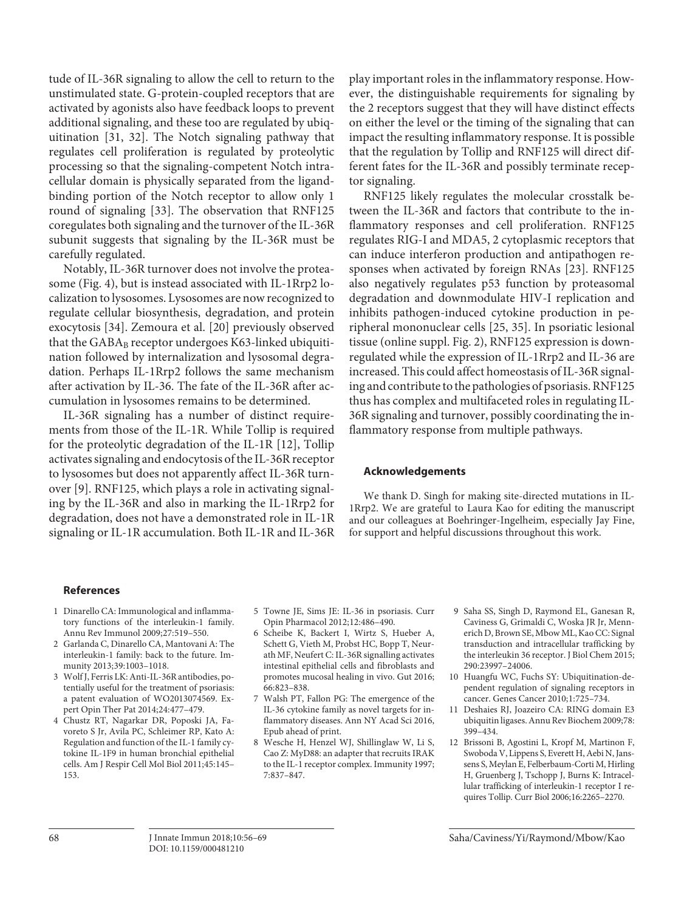tude of IL-36R signaling to allow the cell to return to the unstimulated state. G-protein-coupled receptors that are activated by agonists also have feedback loops to prevent additional signaling, and these too are regulated by ubiquitination [31, 32]. The Notch signaling pathway that regulates cell proliferation is regulated by proteolytic processing so that the signaling-competent Notch intracellular domain is physically separated from the ligand-binding portion of the Notch receptor to allow only 1 round of signaling [33]. The observation that RNF125 coregulates both signaling and the turnover of the IL-36R subunit suggests that signaling by the IL-36R must be carefully regulated.

Notably, IL-36R turnover does not involve the proteasome (Fig. 4), but is instead associated with IL-1Rrp2 localization to lysosomes. Lysosomes are now recognized to regulate cellular biosynthesis, degradation, and protein exocytosis [34]. Zemoura et al. [20] previously observed that the $GABA_B$ receptor undergoes K63-linked ubiquitination followed by internalization and lysosomal degradation. Perhaps IL-1Rrp2 follows the same mechanism after activation by IL-36. The fate of the IL-36R after accumulation in lysosomes remains to be determined.

IL-36R signaling has a number of distinct requirements from those of the IL-1R. While Tollip is required for the proteolytic degradation of the IL-1R [12], Tollip activates signaling and endocytosis of the IL-36R receptor to lysosomes but does not apparently affect IL-36R turnover [9]. RNF125, which plays a role in activating signaling by the IL-36R and also in marking the IL-1Rrp2 for degradation, does not have a demonstrated role in IL-1R signaling or IL-1R accumulation. Both IL-1R and IL-36R play important roles in the inflammatory response. However, the distinguishable requirements for signaling by the 2 receptors suggest that they will have distinct effects on either the level or the timing of the signaling that can impact the resulting inflammatory response. It is possible that the regulation by Tollip and RNF125 will direct different fates for the IL-36R and possibly terminate receptor signaling.

RNF125 likely regulates the molecular crosstalk between the IL-36R and factors that contribute to the inflammatory responses and cell proliferation. RNF125 regulates RIG-I and MDA5, 2 cytoplasmic receptors that can induce interferon production and antipathogen responses when activated by foreign RNAs [23]. RNF125 also negatively regulates p53 function by proteasomal degradation and downmodulate HIV-I replication and inhibits pathogen-induced cytokine production in peripheral mononuclear cells [25, 35]. In psoriatic lesional tissue (online suppl. Fig. 2), RNF125 expression is downregulated while the expression of IL-1Rrp2 and IL-36 are increased. This could affect homeostasis of IL-36R signaling and contribute to the pathologies of psoriasis. RNF125 thus has complex and multifaceted roles in regulating IL-36R signaling and turnover, possibly coordinating the inflammatory response from multiple pathways.

### Acknowledgements

We thank D. Singh for making site-directed mutations in IL-1Rrp2. We are grateful to Laura Kao for editing the manuscript and our colleagues at Boehringer-Ingelheim, especially Jay Fine, for support and helpful discussions throughout this work.

### References

1. Dinarello CA: Immunological and inflammatory functions of the interleukin-1 family. Annu Rev Immunol 2009;27:519–550.
2. Garlanda C, Dinarello CA, Mantovani A: The interleukin-1 family: back to the future. Immunity 2013;39:1003–1018.
3. Wolf J, Ferris LK: Anti-IL-36R antibodies, potentially useful for the treatment of psoriasis: a patent evaluation of WO2013074569. Expert Opin Ther Pat 2014;24:477–479.
4. Chustz RT, Nagarkar DR, Poposki JA, Favoreto S Jr, Avila PC, Schleimer RP, Kato A: Regulation and function of the IL-1 family cytokine IL-1F9 in human bronchial epithelial cells. Am J Respir Cell Mol Biol 2011;45:145–153.
5. Towne JE, Sims JE: IL-36 in psoriasis. Curr Opin Pharmacol 2012;12:486–490.
6. Scheibe K, Backert I, Wirtz S, Hueber A, Schett G, Vieth M, Probst HC, Bopp T, Neurath MF, Neufert C: IL-36R signalling activates intestinal epithelial cells and fibroblasts and promotes mucosal healing in vivo. Gut 2016; 66:823–838.
7. Walsh PT, Fallon PG: The emergence of the IL-36 cytokine family as novel targets for inflammatory diseases. Ann NY Acad Sci 2016, Epub ahead of print.
8. Wesche H, Henzel WJ, Shillinglaw W, Li S, Cao Z: MyD88: an adapter that recruits IRAK to the IL-1 receptor complex. Immunity 1997; 7:837–847.
9. Saha SS, Singh D, Raymond EL, Ganesan R, Caviness G, Grimaldi C, Woska JR Jr, Mennerich D, Brown SE, Mbow ML, Kao CC: Signal transduction and intracellular trafficking by the interleukin 36 receptor. J Biol Chem 2015; 290:23997–24006.
10. Huangfu WC, Fuchs SY: Ubiquitination-dependent regulation of signaling receptors in cancer. Genes Cancer 2010;1:725–734.
11. Deshaies RJ, Joazeiro CA: RING domain E3 ubiquitin ligases. Annu Rev Biochem 2009;78: 399–434.
12. Brissoni B, Agostini L, Kropf M, Martinon F, Swoboda V, Lippens S, Everett H, Aebi N, Janssens S, Meylan E, Felberbaum-Corti M, Hirling H, Gruenberg J, Tschopp J, Burns K: Intracellular trafficking of interleukin-1 receptor I requires Tollip. Curr Biol 2006;16:2265–2270.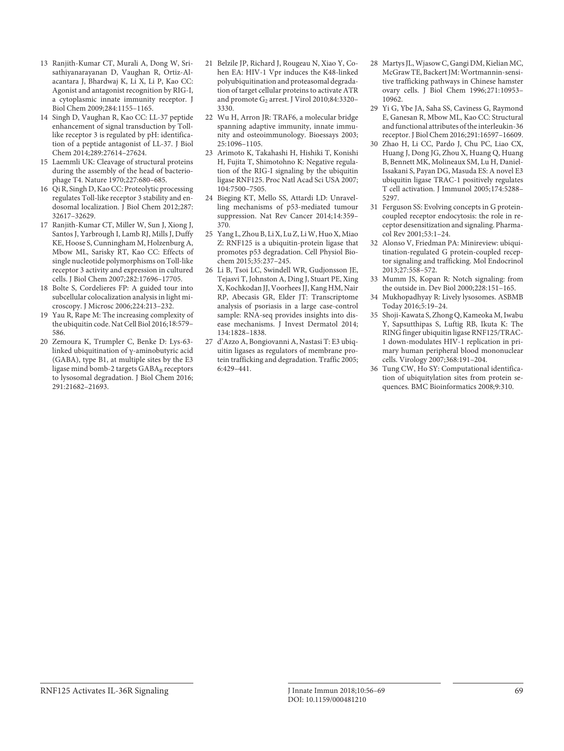13 Ranjith-Kumar CT, Murali A, Dong W, Srisathiyanarayanan D, Vaughan R, Ortiz-Alacantara J, Bhardwaj K, Li X, Li P, Kao CC: Agonist and antagonist recognition by RIG-I, a cytoplasmic innate immunity receptor. J Biol Chem 2009;284:1155–1165.

14 Singh D, Vaughan R, Kao CC: LL-37 peptide enhancement of signal transduction by Toll-like receptor 3 is regulated by pH: identification of a peptide antagonist of LL-37. J Biol Chem 2014;289:27614–27624.

15 Laemmli UK: Cleavage of structural proteins during the assembly of the head of bacteriophage T4. Nature 1970;227:680–685.

16 Qi R, Singh D, Kao CC: Proteolytic processing regulates Toll-like receptor 3 stability and endosomal localization. J Biol Chem 2012;287:32617–32629.

17 Ranjith-Kumar CT, Miller W, Sun J, Xiong J, Santos J, Yarbrough I, Lamb RJ, Mills J, Duffy KE, Hoose S, Cunningham M, Holzenburg A, Mbow ML, Sarisky RT, Kao CC: Effects of single nucleotide polymorphisms on Toll-like receptor 3 activity and expression in cultured cells. J Biol Chem 2007;282:17696–17705.

18 Bolte S, Cordelieres FP: A guided tour into subcellular colocalization analysis in light microscopy. J Microsc 2006;224:213–232.

19 Yau R, Rape M: The increasing complexity of the ubiquitin code. Nat Cell Biol 2016;18:579–586.

20 Zemoura K, Trumpler C, Benke D: Lys-63-linked ubiquitination of γ-aminobutyric acid (GABA), type B1, at multiple sites by the E3 ligase mind bomb-2 targets $GABA_B$ receptors to lysosomal degradation. J Biol Chem 2016;291:21682–21693.

21 Belzile JP, Richard J, Rougeau N, Xiao Y, Cohen EA: HIV-1 Vpr induces the K48-linked polyubiquitination and proteasomal degradation of target cellular proteins to activate ATR and promote $G_2$ arrest. J Virol 2010;84:3320–3330.

22 Wu H, Arron JR: TRAF6, a molecular bridge spanning adaptive immunity, innate immunity and osteoimmunology. Bioessays 2003;25:1096–1105.

23 Arimoto K, Takahashi H, Hishiki T, Konishi H, Fujita T, Shimotohno K: Negative regulation of the RIG-I signaling by the ubiquitin ligase RNF125. Proc Natl Acad Sci USA 2007;104:7500–7505.

24 Bieging KT, Mello SS, Attardi LD: Unravelling mechanisms of p53-mediated tumour suppression. Nat Rev Cancer 2014;14:359–370.

25 Yang L, Zhou B, Li X, Lu Z, Li W, Huo X, Miao Z: RNF125 is a ubiquitin-protein ligase that promotes p53 degradation. Cell Physiol Biochem 2015;35:237–245.

26 Li B, Tsoi LC, Swindell WR, Gudjonsson JE, Tejasvi T, Johnston A, Ding J, Stuart PE, Xing X, Kochkodan JJ, Voorhees JJ, Kang HM, Nair RP, Abecasis GR, Elder JT: Transcriptome analysis of psoriasis in a large case-control sample: RNA-seq provides insights into disease mechanisms. J Invest Dermatol 2014;134:1828–1838.

27 d'Azzo A, Bongiovanni A, Nastasi T: E3 ubiquitin ligases as regulators of membrane protein trafficking and degradation. Traffic 2005;6:429–441.

28 Martys JL, Wjasow C, Gangi DM, Kielian MC, McGraw TE, Backert JM: Wortmannin-sensitive trafficking pathways in Chinese hamster ovary cells. J Biol Chem 1996;271:10953–10962.

29 Yi G, Ybe JA, Saha SS, Caviness G, Raymond E, Ganesan R, Mbow ML, Kao CC: Structural and functional attributes of the interleukin-36 receptor. J Biol Chem 2016;291:16597–16609.

30 Zhao H, Li CC, Pardo J, Chu PC, Liao CX, Huang J, Dong JG, Zhou X, Huang Q, Huang B, Bennett MK, Molineaux SM, Lu H, Daniel-Issakani S, Payan DG, Masuda ES: A novel E3 ubiquitin ligase TRAC-1 positively regulates T cell activation. J Immunol 2005;174:5288–5297.

31 Ferguson SS: Evolving concepts in G protein-coupled receptor endocytosis: the role in receptor desensitization and signaling. Pharmacol Rev 2001;53:1–24.

32 Alonso V, Friedman PA: Minireview: ubiquitination-regulated G protein-coupled receptor signaling and trafficking. Mol Endocrinol 2013;27:558–572.

33 Mumm JS, Kopan R: Notch signaling: from the outside in. Dev Biol 2000;228:151–165.

34 Mukhopadhyay R: Lively lysosomes. ASBMB Today 2016;5:19–24.

35 Shoji-Kawata S, Zhong Q, Kameoka M, Iwabu Y, Sapsutthipas S, Luftig RB, Ikuta K: The RING finger ubiquitin ligase RNF125/TRAC-1 down-modulates HIV-1 replication in primary human peripheral blood mononuclear cells. Virology 2007;368:191–204.

36 Tung CW, Ho SY: Computational identification of ubiquitylation sites from protein sequences. BMC Bioinformatics 2008;9:310.